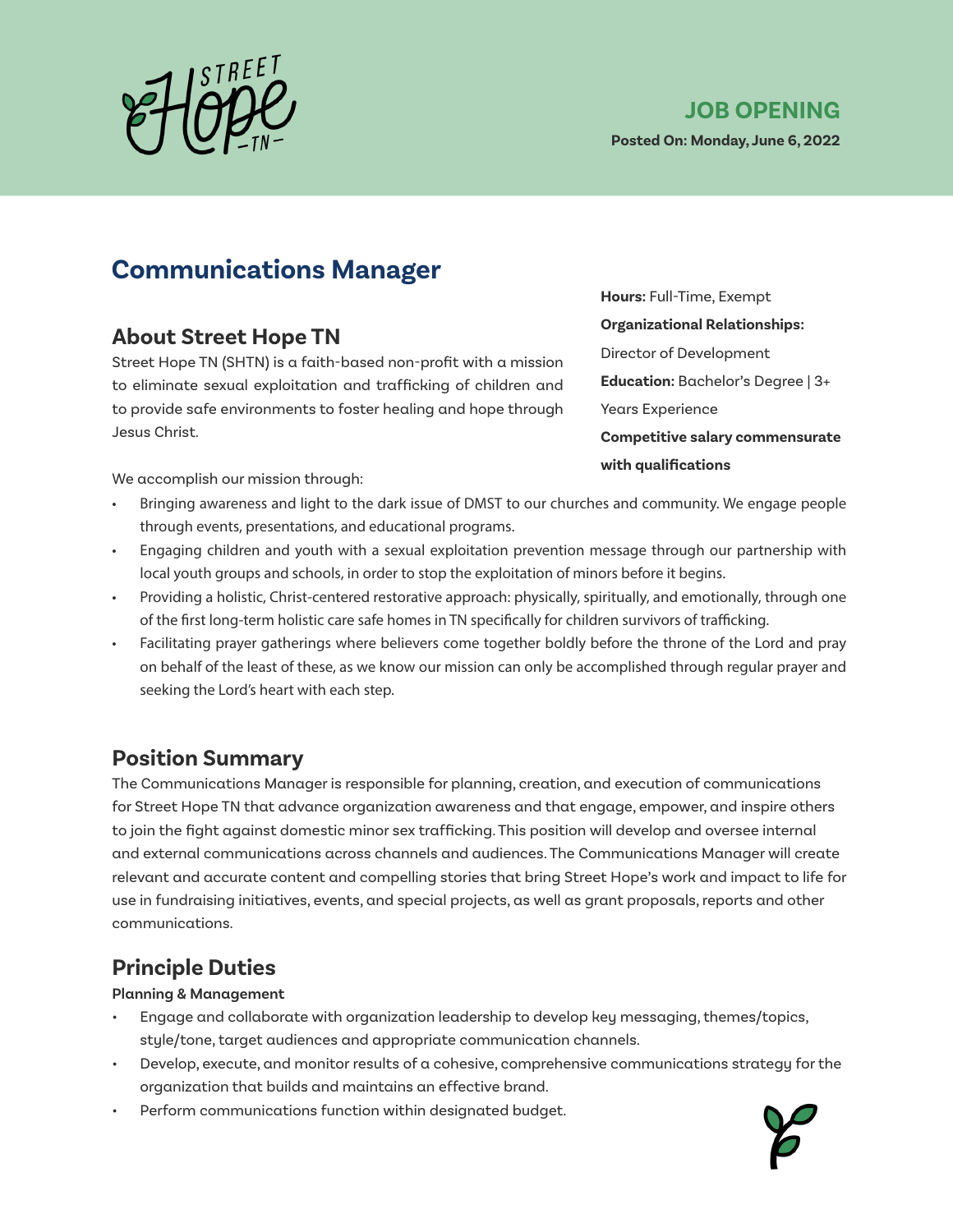Street Hope TN

## JOB OPENING

**Posted On: Monday, June 6, 2022**

# Communications Manager

**Hours:** Full-Time, Exempt

**Organizational Relationships:** Director of Development

**Education:** Bachelor's Degree | 3+ Years Experience

**Competitive salary commensurate with qualifications**

## About Street Hope TN

Street Hope TN (SHTN) is a faith-based non-profit with a mission to eliminate sexual exploitation and trafficking of children and to provide safe environments to foster healing and hope through Jesus Christ.

We accomplish our mission through:

- Bringing awareness and light to the dark issue of DMST to our churches and community. We engage people through events, presentations, and educational programs.
- Engaging children and youth with a sexual exploitation prevention message through our partnership with local youth groups and schools, in order to stop the exploitation of minors before it begins.
- Providing a holistic, Christ-centered restorative approach: physically, spiritually, and emotionally, through one of the first long-term holistic care safe homes in TN specifically for children survivors of trafficking.
- Facilitating prayer gatherings where believers come together boldly before the throne of the Lord and pray on behalf of the least of these, as we know our mission can only be accomplished through regular prayer and seeking the Lord's heart with each step.

## Position Summary

The Communications Manager is responsible for planning, creation, and execution of communications for Street Hope TN that advance organization awareness and that engage, empower, and inspire others to join the fight against domestic minor sex trafficking. This position will develop and oversee internal and external communications across channels and audiences. The Communications Manager will create relevant and accurate content and compelling stories that bring Street Hope's work and impact to life for use in fundraising initiatives, events, and special projects, as well as grant proposals, reports and other communications.

## Principle Duties

**Planning & Management**

- Engage and collaborate with organization leadership to develop key messaging, themes/topics, style/tone, target audiences and appropriate communication channels.
- Develop, execute, and monitor results of a cohesive, comprehensive communications strategy for the organization that builds and maintains an effective brand.
- Perform communications function within designated budget.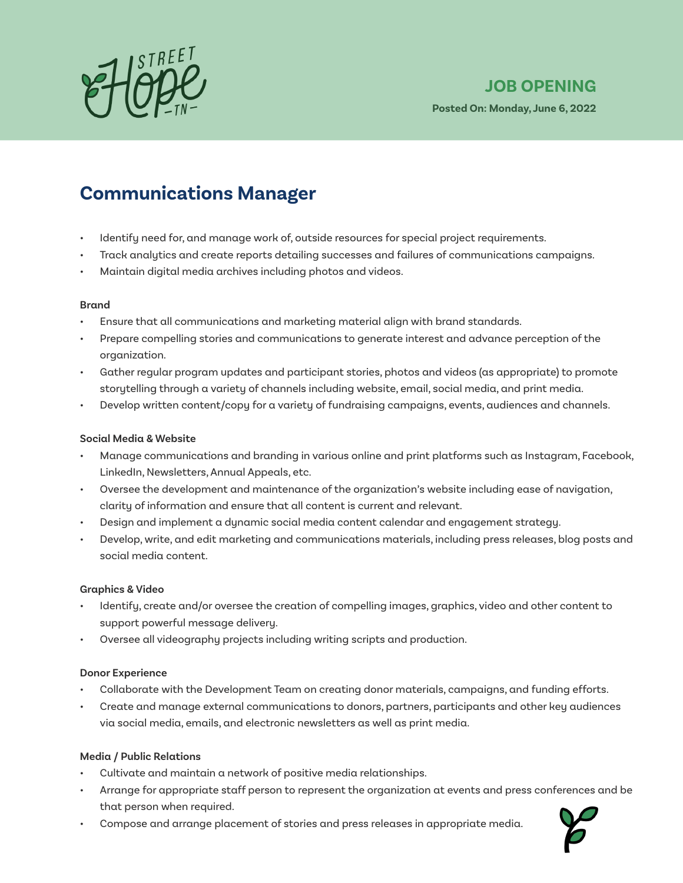JOB OPENING

Posted On: Monday, June 6, 2022

# Communications Manager

- Identify need for, and manage work of, outside resources for special project requirements.
- Track analytics and create reports detailing successes and failures of communications campaigns.
- Maintain digital media archives including photos and videos.

### Brand

- Ensure that all communications and marketing material align with brand standards.
- Prepare compelling stories and communications to generate interest and advance perception of the organization.
- Gather regular program updates and participant stories, photos and videos (as appropriate) to promote storytelling through a variety of channels including website, email, social media, and print media.
- Develop written content/copy for a variety of fundraising campaigns, events, audiences and channels.

### Social Media & Website

- Manage communications and branding in various online and print platforms such as Instagram, Facebook, LinkedIn, Newsletters, Annual Appeals, etc.
- Oversee the development and maintenance of the organization's website including ease of navigation, clarity of information and ensure that all content is current and relevant.
- Design and implement a dynamic social media content calendar and engagement strategy.
- Develop, write, and edit marketing and communications materials, including press releases, blog posts and social media content.

### Graphics & Video

- Identify, create and/or oversee the creation of compelling images, graphics, video and other content to support powerful message delivery.
- Oversee all videography projects including writing scripts and production.

### Donor Experience

- Collaborate with the Development Team on creating donor materials, campaigns, and funding efforts.
- Create and manage external communications to donors, partners, participants and other key audiences via social media, emails, and electronic newsletters as well as print media.

### Media / Public Relations

- Cultivate and maintain a network of positive media relationships.
- Arrange for appropriate staff person to represent the organization at events and press conferences and be that person when required.
- Compose and arrange placement of stories and press releases in appropriate media.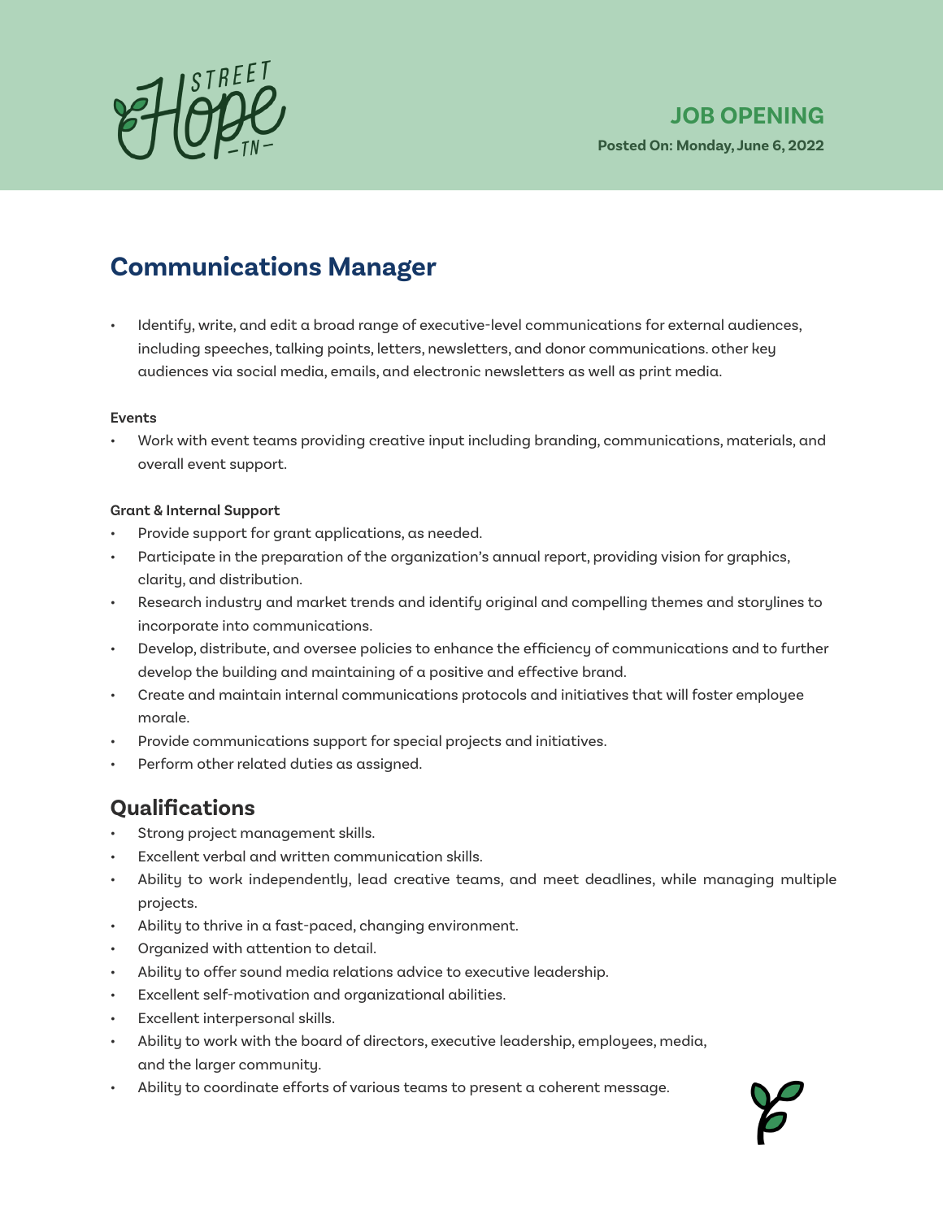JOB OPENING

Posted On: Monday, June 6, 2022

# Communications Manager

- Identify, write, and edit a broad range of executive-level communications for external audiences, including speeches, talking points, letters, newsletters, and donor communications. other key audiences via social media, emails, and electronic newsletters as well as print media.

**Events**

- Work with event teams providing creative input including branding, communications, materials, and overall event support.

**Grant & Internal Support**

- Provide support for grant applications, as needed.
- Participate in the preparation of the organization's annual report, providing vision for graphics, clarity, and distribution.
- Research industry and market trends and identify original and compelling themes and storylines to incorporate into communications.
- Develop, distribute, and oversee policies to enhance the efficiency of communications and to further develop the building and maintaining of a positive and effective brand.
- Create and maintain internal communications protocols and initiatives that will foster employee morale.
- Provide communications support for special projects and initiatives.
- Perform other related duties as assigned.

## Qualifications

- Strong project management skills.
- Excellent verbal and written communication skills.
- Ability to work independently, lead creative teams, and meet deadlines, while managing multiple projects.
- Ability to thrive in a fast-paced, changing environment.
- Organized with attention to detail.
- Ability to offer sound media relations advice to executive leadership.
- Excellent self-motivation and organizational abilities.
- Excellent interpersonal skills.
- Ability to work with the board of directors, executive leadership, employees, media, and the larger community.
- Ability to coordinate efforts of various teams to present a coherent message.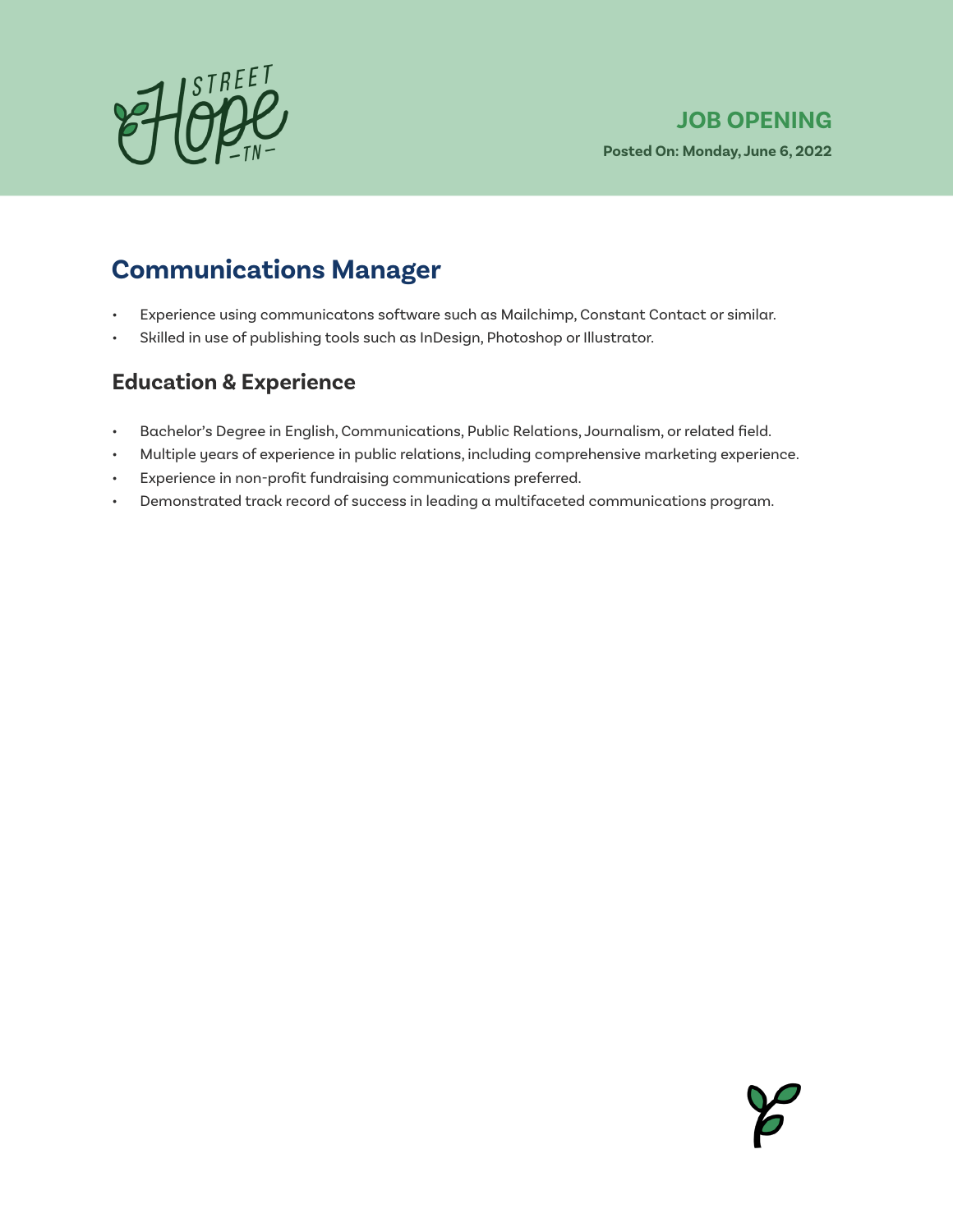JOB OPENING

Posted On: Monday, June 6, 2022

## Communications Manager

- Experience using communicatons software such as Mailchimp, Constant Contact or similar.
- Skilled in use of publishing tools such as InDesign, Photoshop or Illustrator.

### Education & Experience

- Bachelor's Degree in English, Communications, Public Relations, Journalism, or related field.
- Multiple years of experience in public relations, including comprehensive marketing experience.
- Experience in non-profit fundraising communications preferred.
- Demonstrated track record of success in leading a multifaceted communications program.